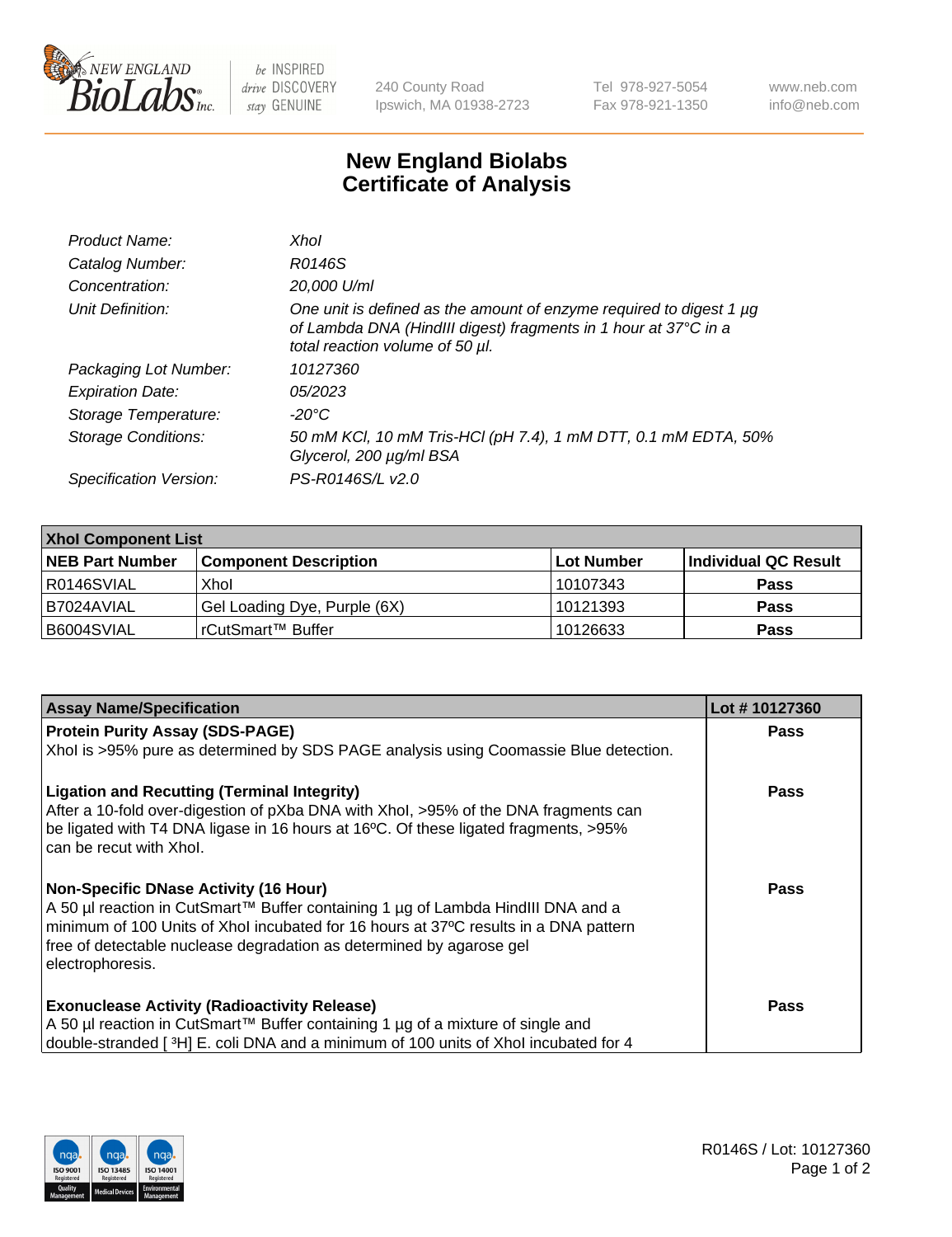# New England Biolabs Certificate of Analysis

| | |
|---|---|
| *Product Name:* | *XhoI* |
| *Catalog Number:* | *R0146S* |
| *Concentration:* | *20,000 U/ml* |
| *Unit Definition:* | *One unit is defined as the amount of enzyme required to digest 1 µg of Lambda DNA (HindIII digest) fragments in 1 hour at 37°C in a total reaction volume of 50 µl.* |
| *Packaging Lot Number:* | *10127360* |
| *Expiration Date:* | *05/2023* |
| *Storage Temperature:* | *-20°C* |
| *Storage Conditions:* | *50 mM KCl, 10 mM Tris-HCl (pH 7.4), 1 mM DTT, 0.1 mM EDTA, 50% Glycerol, 200 µg/ml BSA* |
| *Specification Version:* | *PS-R0146S/L v2.0* |

| XhoI Component List | | | |
|---|---|---|---|
| **NEB Part Number** | **Component Description** | **Lot Number** | **Individual QC Result** |
| R0146SVIAL | XhoI | 10107343 | **Pass** |
| B7024AVIAL | Gel Loading Dye, Purple (6X) | 10121393 | **Pass** |
| B6004SVIAL | rCutSmart™ Buffer | 10126633 | **Pass** |

| Assay Name/Specification | Lot # 10127360 |
|---|---|
| **Protein Purity Assay (SDS-PAGE)**<br>XhoI is >95% pure as determined by SDS PAGE analysis using Coomassie Blue detection. | **Pass** |
| **Ligation and Recutting (Terminal Integrity)**<br>After a 10-fold over-digestion of pXba DNA with XhoI, >95% of the DNA fragments can be ligated with T4 DNA ligase in 16 hours at 16ºC. Of these ligated fragments, >95% can be recut with XhoI. | **Pass** |
| **Non-Specific DNase Activity (16 Hour)**<br>A 50 µl reaction in CutSmart™ Buffer containing 1 µg of Lambda HindIII DNA and a minimum of 100 Units of XhoI incubated for 16 hours at 37ºC results in a DNA pattern free of detectable nuclease degradation as determined by agarose gel electrophoresis. | **Pass** |
| **Exonuclease Activity (Radioactivity Release)**<br>A 50 µl reaction in CutSmart™ Buffer containing 1 µg of a mixture of single and double-stranded [ $^3$H] E. coli DNA and a minimum of 100 units of XhoI incubated for 4 | **Pass** |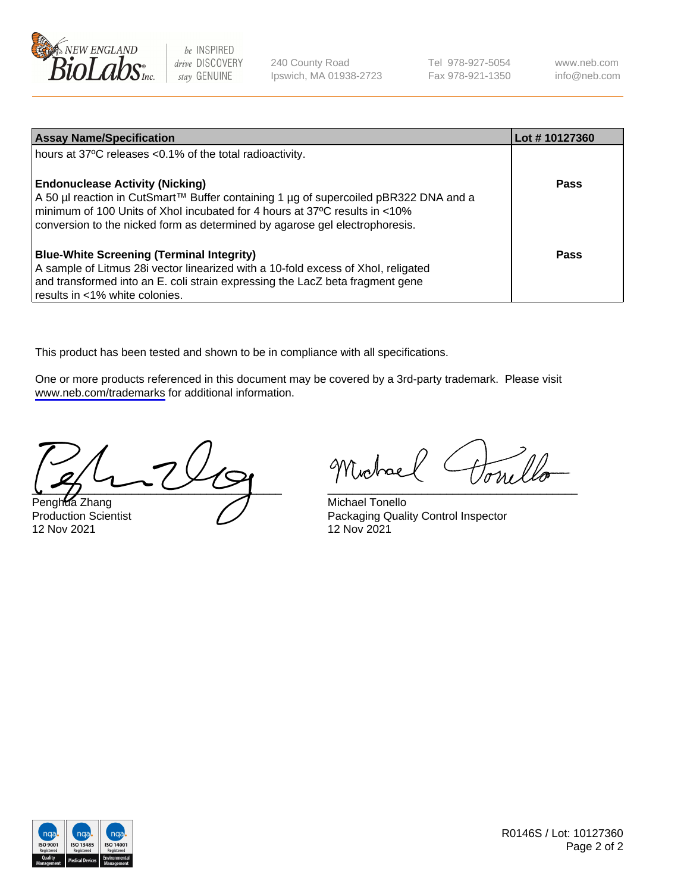| Assay Name/Specification | Lot # 10127360 |
| --- | --- |
| hours at 37ºC releases <0.1% of the total radioactivity. | |
| **Endonuclease Activity (Nicking)**<br>A 50 µl reaction in CutSmart™ Buffer containing 1 µg of supercoiled pBR322 DNA and a minimum of 100 Units of XhoI incubated for 4 hours at 37ºC results in <10% conversion to the nicked form as determined by agarose gel electrophoresis. | **Pass** |
| **Blue-White Screening (Terminal Integrity)**<br>A sample of Litmus 28i vector linearized with a 10-fold excess of XhoI, religated and transformed into an E. coli strain expressing the LacZ beta fragment gene results in <1% white colonies. | **Pass** |

This product has been tested and shown to be in compliance with all specifications.

One or more products referenced in this document may be covered by a 3rd-party trademark. Please visit www.neb.com/trademarks for additional information.

Penghua Zhang
Production Scientist
12 Nov 2021

Michael Tonello
Packaging Quality Control Inspector
12 Nov 2021

R0146S / Lot: 10127360